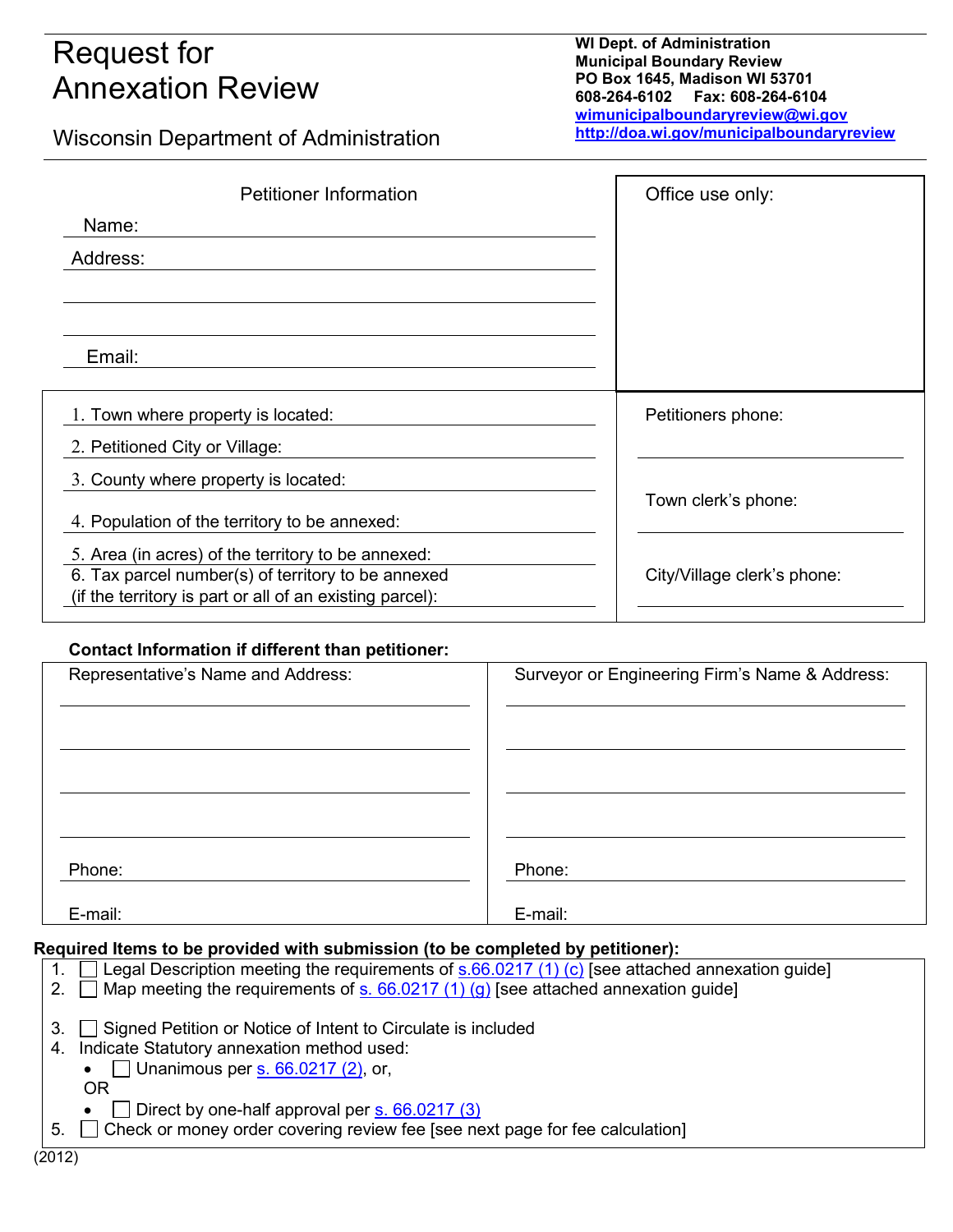# Request for Annexation Review

## Wisconsin Department of Administration

**WI Dept. of Administration**
**Municipal Boundary Review**
**PO Box 1645, Madison WI 53701**
**608-264-6102 Fax: 608-264-6104**
**wimunicipalboundaryreview@wi.gov**
**http://doa.wi.gov/municipalboundaryreview**

| Petitioner Information | Office use only: |
|---|---|
| Name: | |
| Address: | |
| | |
| | |
| Email: | |

| | |
|---|---|
| 1. Town where property is located: | Petitioners phone: |
| 2. Petitioned City or Village: | |
| 3. County where property is located: | Town clerk's phone: |
| 4. Population of the territory to be annexed: | |
| 5. Area (in acres) of the territory to be annexed: | City/Village clerk's phone: |
| 6. Tax parcel number(s) of territory to be annexed (if the territory is part or all of an existing parcel): | |

**Contact Information if different than petitioner:**

| Representative's Name and Address: | Surveyor or Engineering Firm's Name & Address: |
|---|---|
| | |
| | |
| | |
| | |
| Phone: | Phone: |
| E-mail: | E-mail: |

**Required Items to be provided with submission (to be completed by petitioner):**

1. ☐ Legal Description meeting the requirements of s.66.0217 (1) (c) [see attached annexation guide]
2. ☐ Map meeting the requirements of s. 66.0217 (1) (g) [see attached annexation guide]
3. ☐ Signed Petition or Notice of Intent to Circulate is included
4. Indicate Statutory annexation method used:
   - ☐ Unanimous per s. 66.0217 (2), or,

   OR
   - ☐ Direct by one-half approval per s. 66.0217 (3)
5. ☐ Check or money order covering review fee [see next page for fee calculation]

(2012)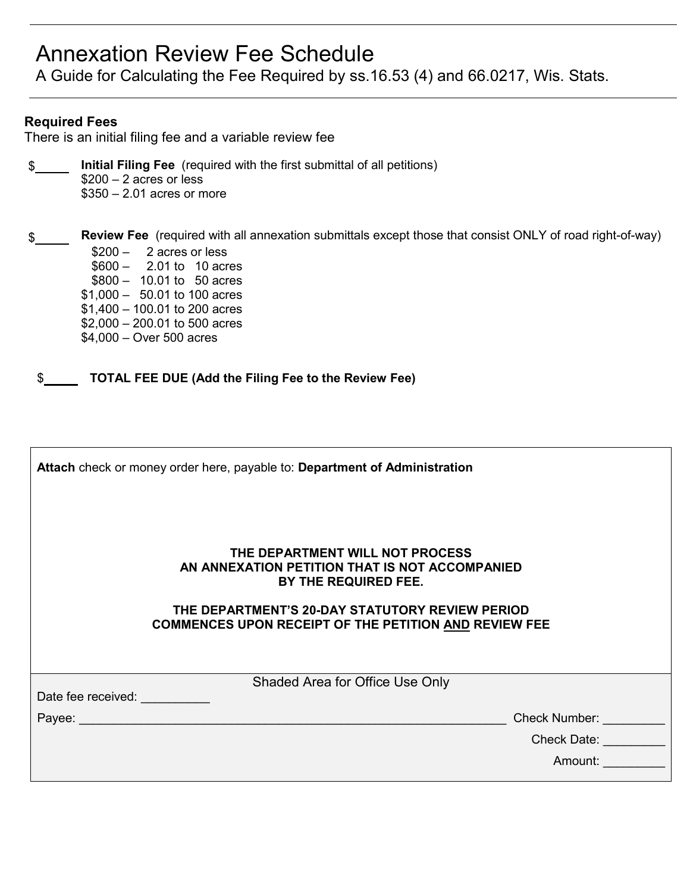# Annexation Review Fee Schedule

A Guide for Calculating the Fee Required by ss.16.53 (4) and 66.0217, Wis. Stats.

**Required Fees**

There is an initial filing fee and a variable review fee

$_____ **Initial Filing Fee** (required with the first submittal of all petitions)

$200 – 2 acres or less
$350 – 2.01 acres or more

$_____ **Review Fee** (required with all annexation submittals except those that consist ONLY of road right-of-way)

$200 – 2 acres or less
$600 – 2.01 to 10 acres
$800 – 10.01 to 50 acres
$1,000 – 50.01 to 100 acres
$1,400 – 100.01 to 200 acres
$2,000 – 200.01 to 500 acres
$4,000 – Over 500 acres

$_____ **TOTAL FEE DUE (Add the Filing Fee to the Review Fee)**

**Attach** check or money order here, payable to: **Department of Administration**

**THE DEPARTMENT WILL NOT PROCESS AN ANNEXATION PETITION THAT IS NOT ACCOMPANIED BY THE REQUIRED FEE.**

**THE DEPARTMENT'S 20-DAY STATUTORY REVIEW PERIOD COMMENCES UPON RECEIPT OF THE PETITION AND REVIEW FEE**

Shaded Area for Office Use Only

Date fee received: __________

Payee: ____________________ Check Number: _________

Check Date: _________

Amount: _________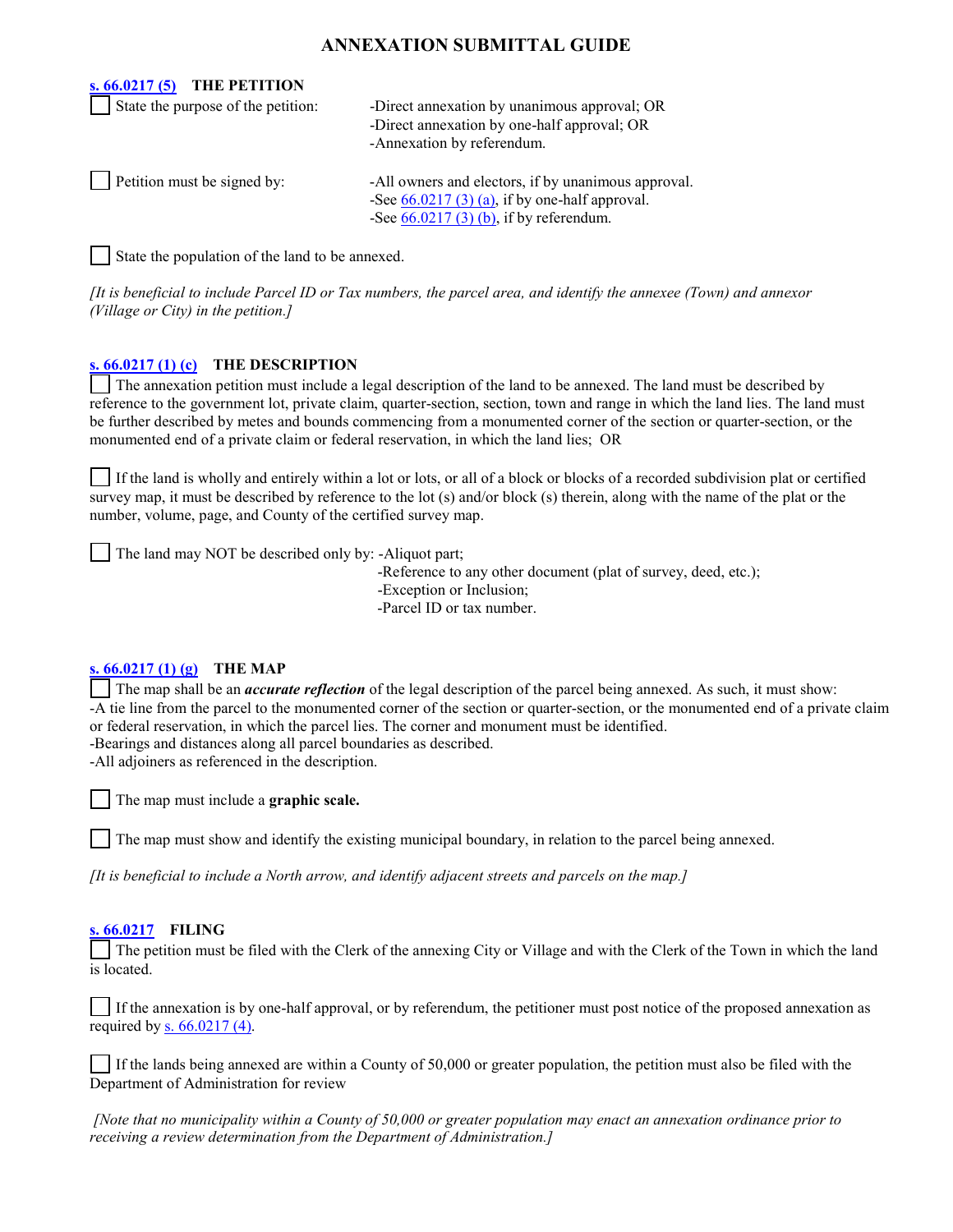# ANNEXATION SUBMITTAL GUIDE

## s. 66.0217 (5) THE PETITION

- [ ] State the purpose of the petition:
  - -Direct annexation by unanimous approval; OR
  - -Direct annexation by one-half approval; OR
  - -Annexation by referendum.

- [ ] Petition must be signed by:
  - -All owners and electors, if by unanimous approval.
  - -See 66.0217 (3) (a), if by one-half approval.
  - -See 66.0217 (3) (b), if by referendum.

- [ ] State the population of the land to be annexed.

*[It is beneficial to include Parcel ID or Tax numbers, the parcel area, and identify the annexee (Town) and annexor (Village or City) in the petition.]*

## s. 66.0217 (1) (c) THE DESCRIPTION

- [ ] The annexation petition must include a legal description of the land to be annexed. The land must be described by reference to the government lot, private claim, quarter-section, section, town and range in which the land lies. The land must be further described by metes and bounds commencing from a monumented corner of the section or quarter-section, or the monumented end of a private claim or federal reservation, in which the land lies; OR

- [ ] If the land is wholly and entirely within a lot or lots, or all of a block or blocks of a recorded subdivision plat or certified survey map, it must be described by reference to the lot (s) and/or block (s) therein, along with the name of the plat or the number, volume, page, and County of the certified survey map.

- [ ] The land may NOT be described only by:
  - -Aliquot part;
  - -Reference to any other document (plat of survey, deed, etc.);
  - -Exception or Inclusion;
  - -Parcel ID or tax number.

## s. 66.0217 (1) (g) THE MAP

- [ ] The map shall be an ***accurate reflection*** of the legal description of the parcel being annexed. As such, it must show:
  - -A tie line from the parcel to the monumented corner of the section or quarter-section, or the monumented end of a private claim or federal reservation, in which the parcel lies. The corner and monument must be identified.
  - -Bearings and distances along all parcel boundaries as described.
  - -All adjoiners as referenced in the description.

- [ ] The map must include a **graphic scale.**

- [ ] The map must show and identify the existing municipal boundary, in relation to the parcel being annexed.

*[It is beneficial to include a North arrow, and identify adjacent streets and parcels on the map.]*

## s. 66.0217 FILING

- [ ] The petition must be filed with the Clerk of the annexing City or Village and with the Clerk of the Town in which the land is located.

- [ ] If the annexation is by one-half approval, or by referendum, the petitioner must post notice of the proposed annexation as required by s. 66.0217 (4).

- [ ] If the lands being annexed are within a County of 50,000 or greater population, the petition must also be filed with the Department of Administration for review

*[Note that no municipality within a County of 50,000 or greater population may enact an annexation ordinance prior to receiving a review determination from the Department of Administration.]*